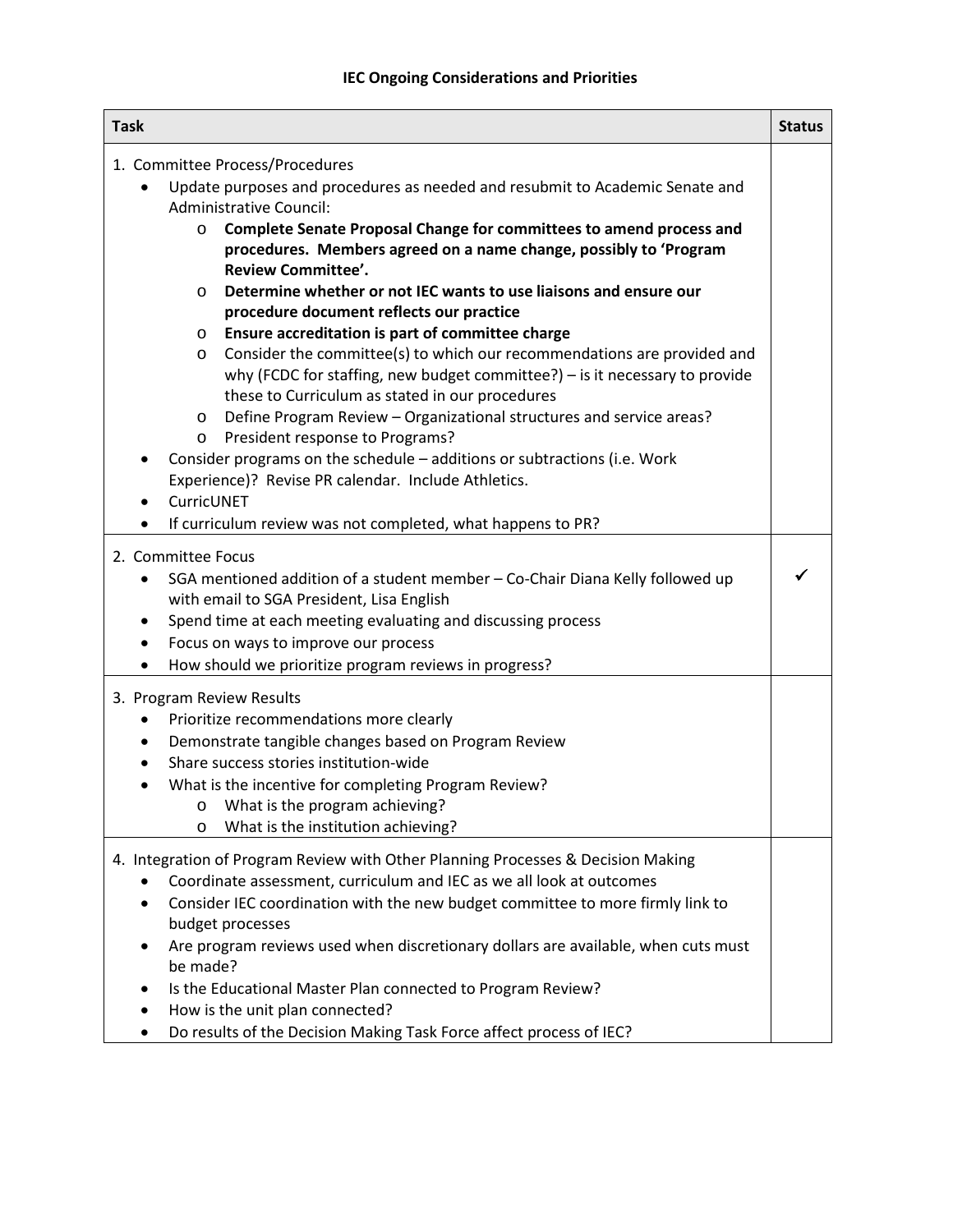# IEC Ongoing Considerations and Priorities

| Task | Status |
|---|---|
| 1. Committee Process/Procedures<br>• Update purposes and procedures as needed and resubmit to Academic Senate and Administrative Council:<br>&nbsp;&nbsp;&nbsp;&nbsp;o **Complete Senate Proposal Change for committees to amend process and procedures. Members agreed on a name change, possibly to 'Program Review Committee'.**<br>&nbsp;&nbsp;&nbsp;&nbsp;o **Determine whether or not IEC wants to use liaisons and ensure our procedure document reflects our practice**<br>&nbsp;&nbsp;&nbsp;&nbsp;o **Ensure accreditation is part of committee charge**<br>&nbsp;&nbsp;&nbsp;&nbsp;o Consider the committee(s) to which our recommendations are provided and why (FCDC for staffing, new budget committee?) – is it necessary to provide these to Curriculum as stated in our procedures<br>&nbsp;&nbsp;&nbsp;&nbsp;o Define Program Review – Organizational structures and service areas?<br>&nbsp;&nbsp;&nbsp;&nbsp;o President response to Programs?<br>• Consider programs on the schedule – additions or subtractions (i.e. Work Experience)? Revise PR calendar. Include Athletics.<br>• CurricUNET<br>• If curriculum review was not completed, what happens to PR? | |
| 2. Committee Focus<br>• SGA mentioned addition of a student member – Co-Chair Diana Kelly followed up with email to SGA President, Lisa English<br>• Spend time at each meeting evaluating and discussing process<br>• Focus on ways to improve our process<br>• How should we prioritize program reviews in progress? | ✓ |
| 3. Program Review Results<br>• Prioritize recommendations more clearly<br>• Demonstrate tangible changes based on Program Review<br>• Share success stories institution-wide<br>• What is the incentive for completing Program Review?<br>&nbsp;&nbsp;&nbsp;&nbsp;o What is the program achieving?<br>&nbsp;&nbsp;&nbsp;&nbsp;o What is the institution achieving? | |
| 4. Integration of Program Review with Other Planning Processes & Decision Making<br>• Coordinate assessment, curriculum and IEC as we all look at outcomes<br>• Consider IEC coordination with the new budget committee to more firmly link to budget processes<br>• Are program reviews used when discretionary dollars are available, when cuts must be made?<br>• Is the Educational Master Plan connected to Program Review?<br>• How is the unit plan connected?<br>• Do results of the Decision Making Task Force affect process of IEC? | |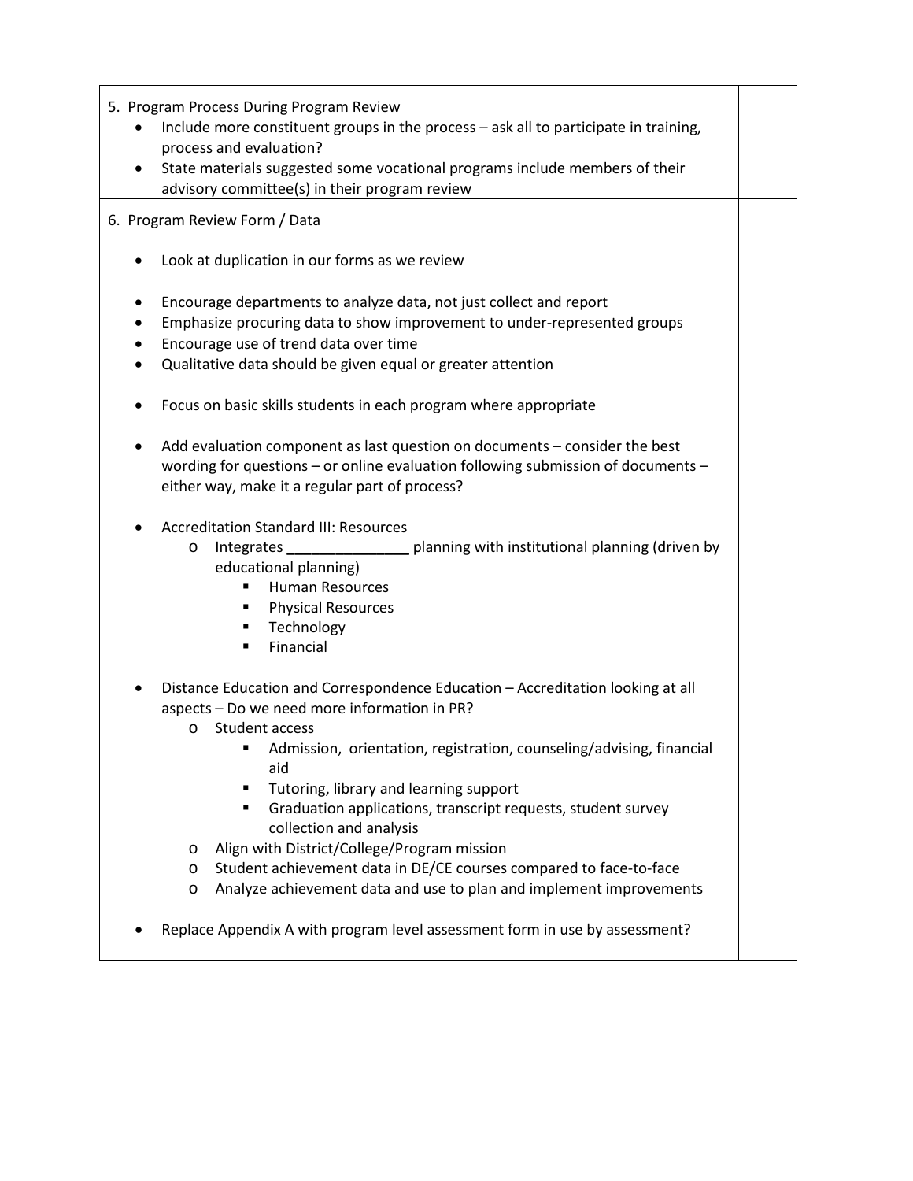| | |
|---|---|
| 5. Program Process During Program Review<br>• Include more constituent groups in the process – ask all to participate in training, process and evaluation?<br>• State materials suggested some vocational programs include members of their advisory committee(s) in their program review | |
| 6. Program Review Form / Data<br><br>• Look at duplication in our forms as we review<br><br>• Encourage departments to analyze data, not just collect and report<br>• Emphasize procuring data to show improvement to under-represented groups<br>• Encourage use of trend data over time<br>• Qualitative data should be given equal or greater attention<br><br>• Focus on basic skills students in each program where appropriate<br><br>• Add evaluation component as last question on documents – consider the best wording for questions – or online evaluation following submission of documents – either way, make it a regular part of process?<br><br>• Accreditation Standard III: Resources<br>&nbsp;&nbsp;o Integrates _______________ planning with institutional planning (driven by educational planning)<br>&nbsp;&nbsp;&nbsp;&nbsp;▪ Human Resources<br>&nbsp;&nbsp;&nbsp;&nbsp;▪ Physical Resources<br>&nbsp;&nbsp;&nbsp;&nbsp;▪ Technology<br>&nbsp;&nbsp;&nbsp;&nbsp;▪ Financial<br><br>• Distance Education and Correspondence Education – Accreditation looking at all aspects – Do we need more information in PR?<br>&nbsp;&nbsp;o Student access<br>&nbsp;&nbsp;&nbsp;&nbsp;▪ Admission, orientation, registration, counseling/advising, financial aid<br>&nbsp;&nbsp;&nbsp;&nbsp;▪ Tutoring, library and learning support<br>&nbsp;&nbsp;&nbsp;&nbsp;▪ Graduation applications, transcript requests, student survey collection and analysis<br>&nbsp;&nbsp;o Align with District/College/Program mission<br>&nbsp;&nbsp;o Student achievement data in DE/CE courses compared to face-to-face<br>&nbsp;&nbsp;o Analyze achievement data and use to plan and implement improvements<br><br>• Replace Appendix A with program level assessment form in use by assessment? | |